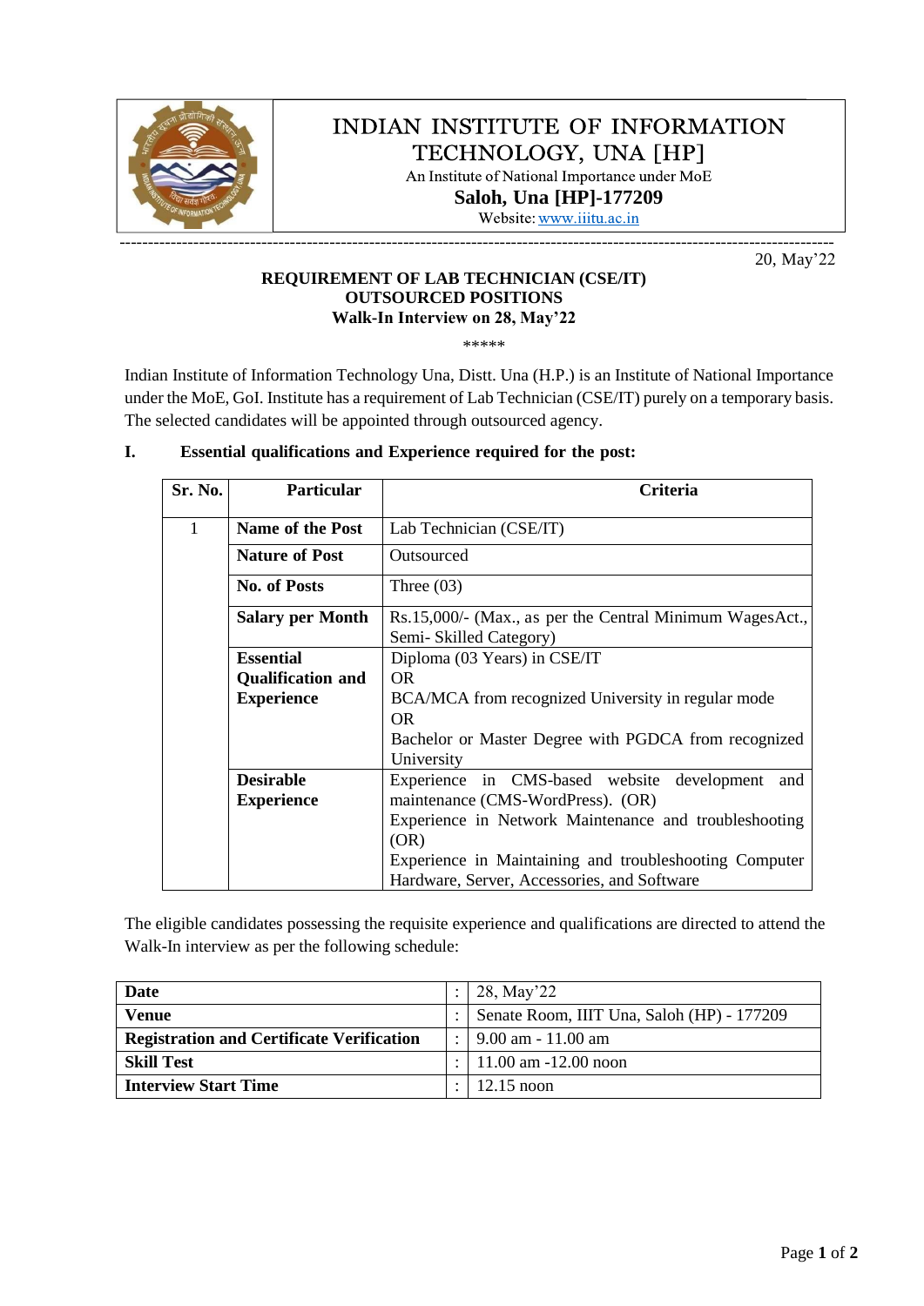# INDIAN INSTITUTE OF INFORMATION TECHNOLOGY, UNA [HP]

An Institute of National Importance under MoE

**Saloh, Una [HP]-177209**

Website: www.iiitu.ac.in

---

20, May'22

**REQUIREMENT OF LAB TECHNICIAN (CSE/IT)**
**OUTSOURCED POSITIONS**
**Walk-In Interview on 28, May'22**

\*\*\*\*\*

Indian Institute of Information Technology Una, Distt. Una (H.P.) is an Institute of National Importance under the MoE, GoI. Institute has a requirement of Lab Technician (CSE/IT) purely on a temporary basis. The selected candidates will be appointed through outsourced agency.

**I. Essential qualifications and Experience required for the post:**

| Sr. No. | Particular | Criteria |
|---|---|---|
| 1 | **Name of the Post** | Lab Technician (CSE/IT) |
| | **Nature of Post** | Outsourced |
| | **No. of Posts** | Three (03) |
| | **Salary per Month** | Rs.15,000/- (Max., as per the Central Minimum WagesAct., Semi- Skilled Category) |
| | **Essential Qualification and Experience** | Diploma (03 Years) in CSE/IT<br>OR<br>BCA/MCA from recognized University in regular mode<br>OR<br>Bachelor or Master Degree with PGDCA from recognized University |
| | **Desirable Experience** | Experience in CMS-based website development and maintenance (CMS-WordPress). (OR)<br>Experience in Network Maintenance and troubleshooting (OR)<br>Experience in Maintaining and troubleshooting Computer Hardware, Server, Accessories, and Software |

The eligible candidates possessing the requisite experience and qualifications are directed to attend the Walk-In interview as per the following schedule:

| | | |
|---|---|---|
| **Date** | : | 28, May'22 |
| **Venue** | : | Senate Room, IIIT Una, Saloh (HP) - 177209 |
| **Registration and Certificate Verification** | : | 9.00 am - 11.00 am |
| **Skill Test** | : | 11.00 am -12.00 noon |
| **Interview Start Time** | : | 12.15 noon |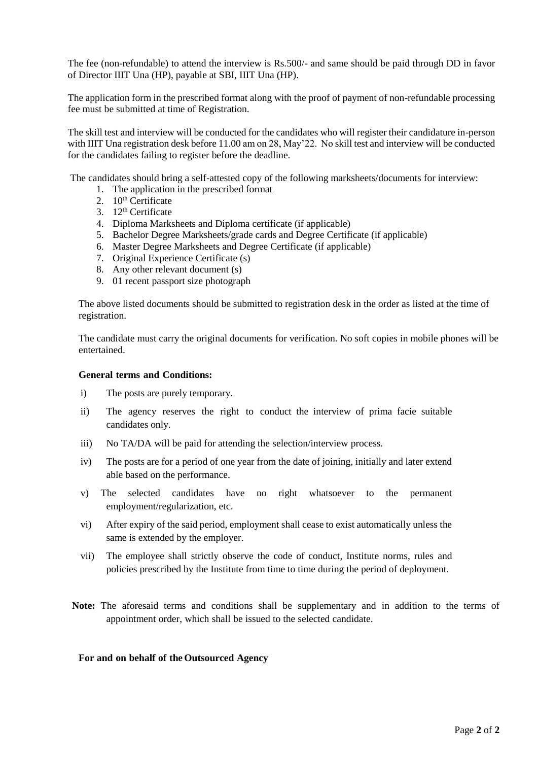The fee (non-refundable) to attend the interview is Rs.500/- and same should be paid through DD in favor of Director IIIT Una (HP), payable at SBI, IIIT Una (HP).

The application form in the prescribed format along with the proof of payment of non-refundable processing fee must be submitted at time of Registration.

The skill test and interview will be conducted for the candidates who will register their candidature in-person with IIIT Una registration desk before 11.00 am on 28, May'22. No skill test and interview will be conducted for the candidates failing to register before the deadline.

The candidates should bring a self-attested copy of the following marksheets/documents for interview:

1. The application in the prescribed format
2. 10th Certificate
3. 12th Certificate
4. Diploma Marksheets and Diploma certificate (if applicable)
5. Bachelor Degree Marksheets/grade cards and Degree Certificate (if applicable)
6. Master Degree Marksheets and Degree Certificate (if applicable)
7. Original Experience Certificate (s)
8. Any other relevant document (s)
9. 01 recent passport size photograph

The above listed documents should be submitted to registration desk in the order as listed at the time of registration.

The candidate must carry the original documents for verification. No soft copies in mobile phones will be entertained.

**General terms and Conditions:**

i) The posts are purely temporary.

ii) The agency reserves the right to conduct the interview of prima facie suitable candidates only.

iii) No TA/DA will be paid for attending the selection/interview process.

iv) The posts are for a period of one year from the date of joining, initially and later extend able based on the performance.

v) The selected candidates have no right whatsoever to the permanent employment/regularization, etc.

vi) After expiry of the said period, employment shall cease to exist automatically unless the same is extended by the employer.

vii) The employee shall strictly observe the code of conduct, Institute norms, rules and policies prescribed by the Institute from time to time during the period of deployment.

**Note:** The aforesaid terms and conditions shall be supplementary and in addition to the terms of appointment order, which shall be issued to the selected candidate.

**For and on behalf of the Outsourced Agency**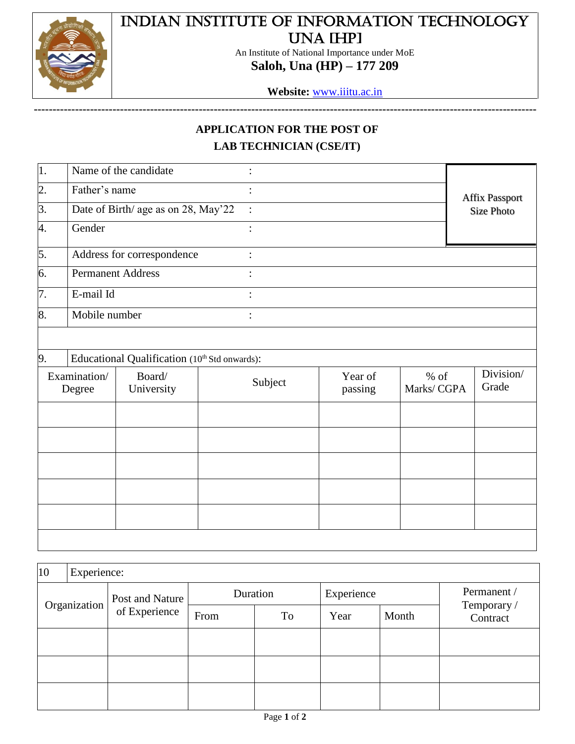# INDIAN INSTITUTE OF INFORMATION TECHNOLOGY UNA [HP]

An Institute of National Importance under MoE

**Saloh, Una (HP) – 177 209**

**Website:** www.iiitu.ac.in

---

**APPLICATION FOR THE POST OF**

**LAB TECHNICIAN (CSE/IT)**

| | | | |
|---|---|---|---|
| 1. | Name of the candidate | : | Affix Passport Size Photo |
| 2. | Father's name | : | |
| 3. | Date of Birth/ age as on 28, May'22 | : | |
| 4. | Gender | : | |
| 5. | Address for correspondence | : | |
| 6. | Permanent Address | : | |
| 7. | E-mail Id | : | |
| 8. | Mobile number | : | |

9. Educational Qualification (10th Std onwards):

| Examination/ Degree | Board/ University | Subject | Year of passing | % of Marks/ CGPA | Division/ Grade |
|---|---|---|---|---|---|
| | | | | | |
| | | | | | |
| | | | | | |
| | | | | | |
| | | | | | |

10 Experience:

| Organization | Post and Nature of Experience | Duration | | Experience | | Permanent / Temporary / Contract |
|---|---|---|---|---|---|---|
| | | From | To | Year | Month | |
| | | | | | | |
| | | | | | | |
| | | | | | | |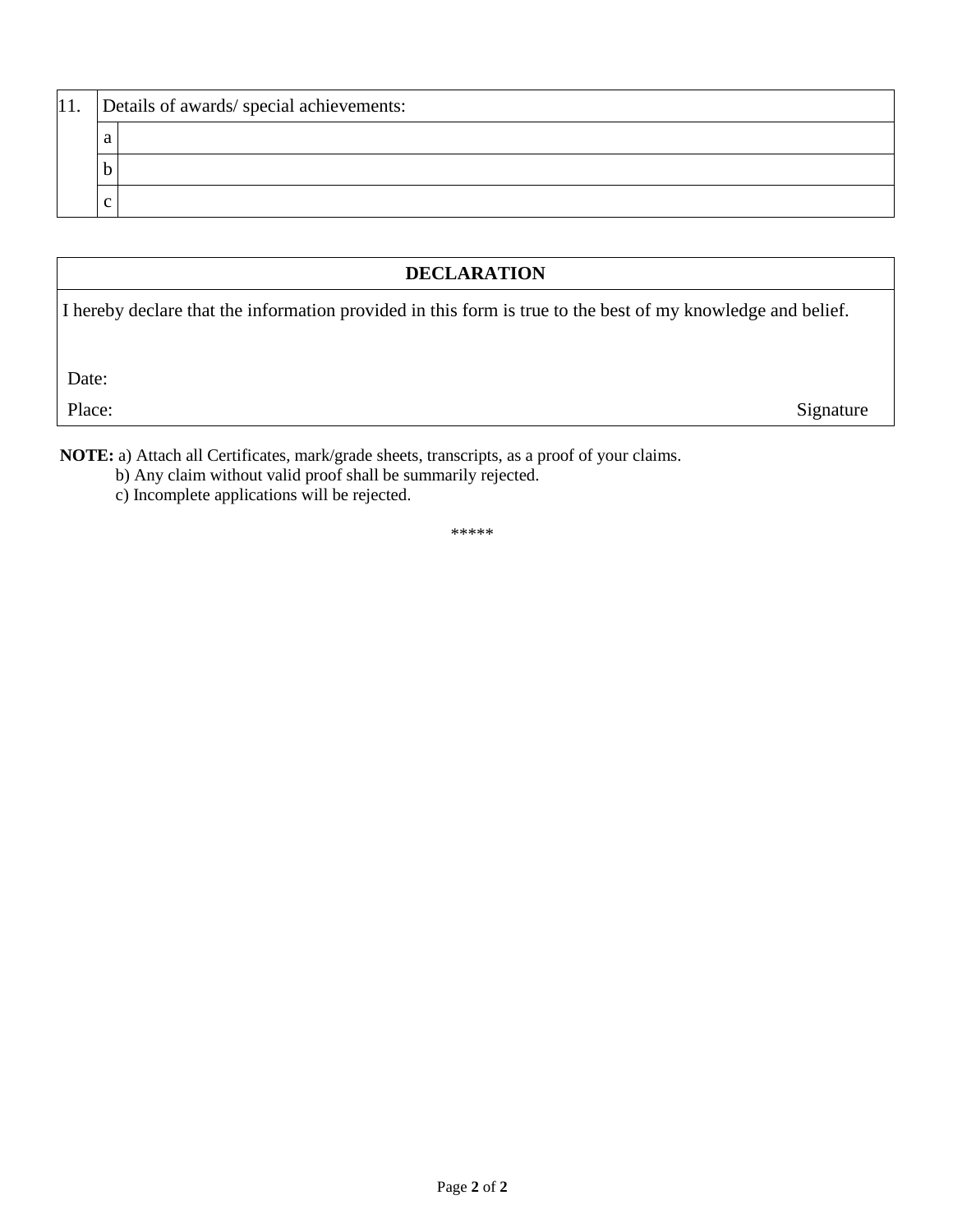| 11. | Details of awards/ special achievements: | |
|---|---|---|
| | a | |
| | b | |
| | c | |

| DECLARATION |
|---|
| I hereby declare that the information provided in this form is true to the best of my knowledge and belief. |
| Date: |
| Place: Signature |

**NOTE:** a) Attach all Certificates, mark/grade sheets, transcripts, as a proof of your claims.
b) Any claim without valid proof shall be summarily rejected.
c) Incomplete applications will be rejected.

*****